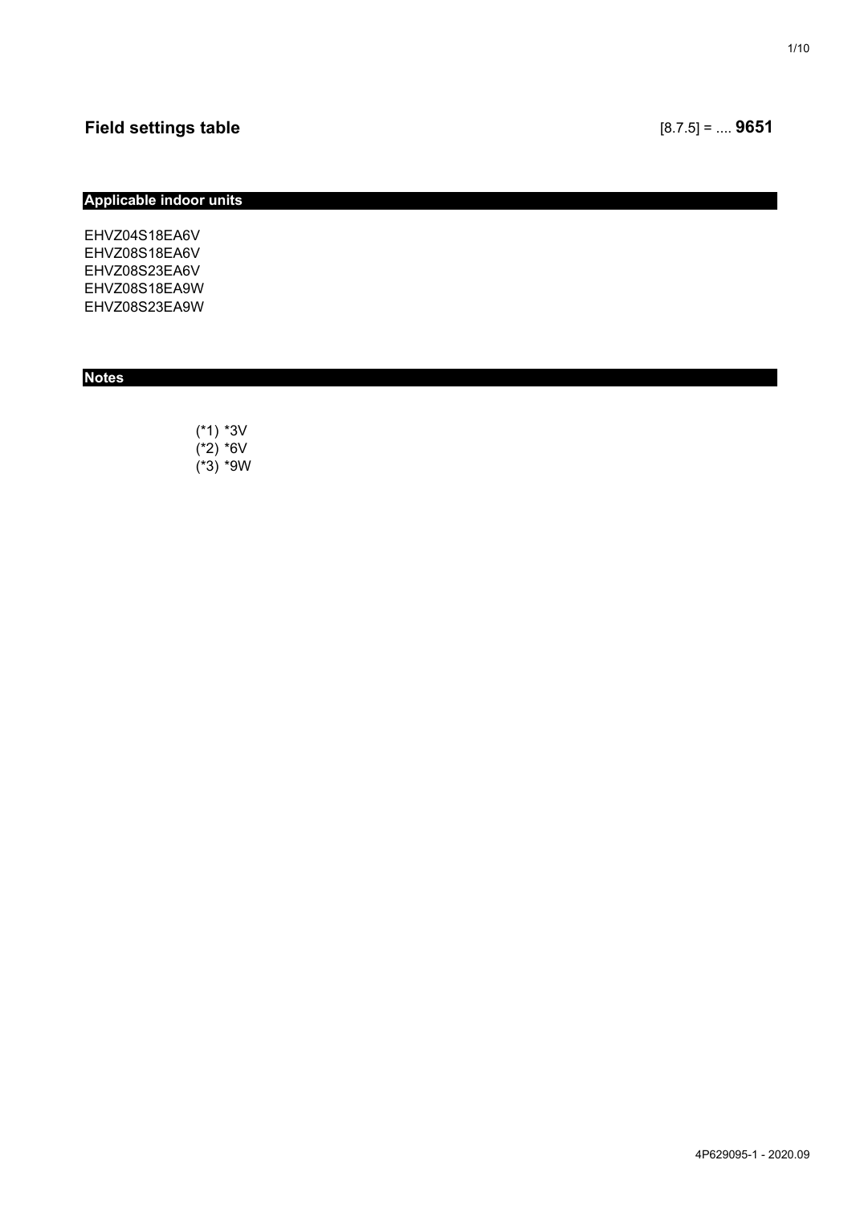# Field settings table

[8.7.5] = .... **9651**

## Applicable indoor units

EHVZ04S18EA6V
EHVZ08S18EA6V
EHVZ08S23EA6V
EHVZ08S18EA9W
EHVZ08S23EA9W

## Notes

(*1) *3V
(*2) *6V
(*3) *9W

4P629095-1 - 2020.09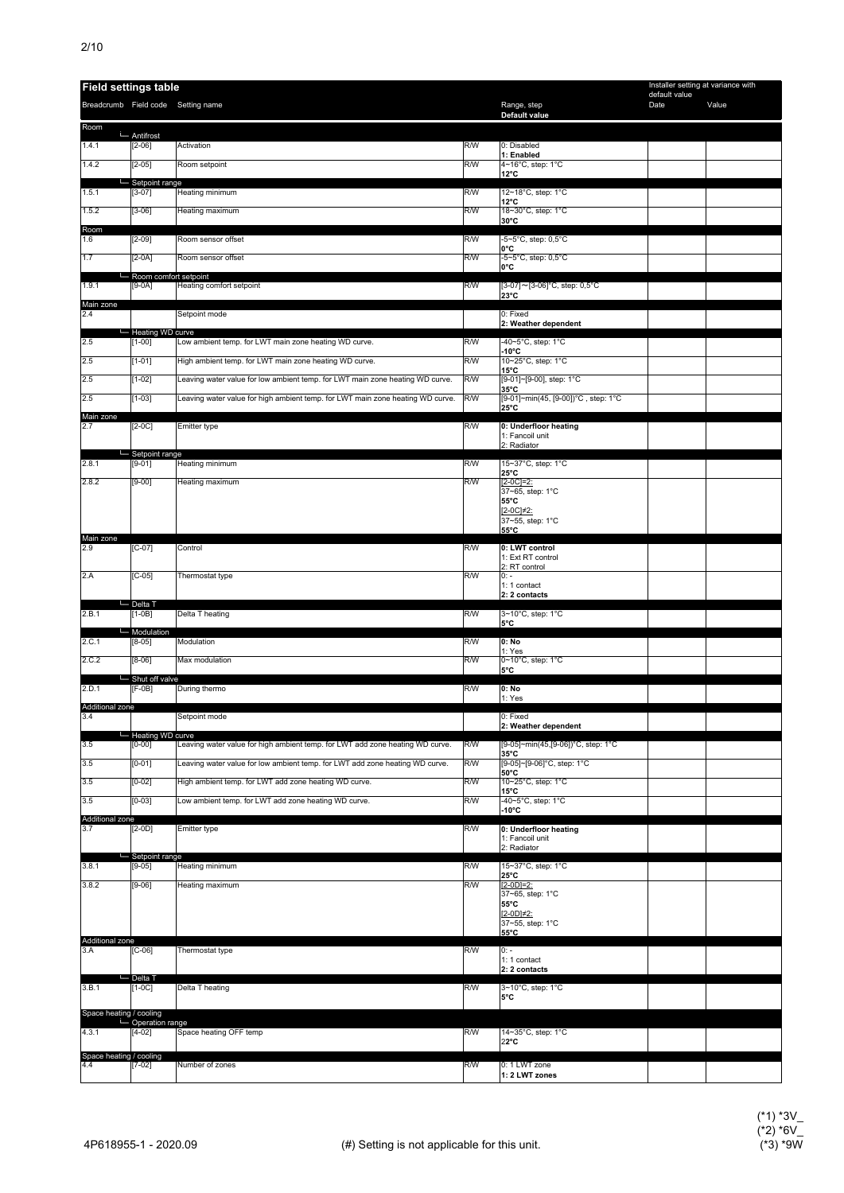## Field settings table

| Breadcrumb | Field code | Setting name | | Range, step / Default value | Installer setting at variance with default value: Date | Value |
|---|---|---|---|---|---|---|
| **Room** | | | | | | |
| | └ Antifrost | | | | | |
| 1.4.1 | [2-06] | Activation | R/W | 0: Disabled<br>**1: Enabled** | | |
| 1.4.2 | [2-05] | Room setpoint | R/W | 4~16°C, step: 1°C<br>**12°C** | | |
| | └ Setpoint range | | | | | |
| 1.5.1 | [3-07] | Heating minimum | R/W | 12~18°C, step: 1°C<br>**12°C** | | |
| 1.5.2 | [3-06] | Heating maximum | R/W | 18~30°C, step: 1°C<br>**30°C** | | |
| **Room** | | | | | | |
| 1.6 | [2-09] | Room sensor offset | R/W | -5~5°C, step: 0,5°C<br>**0°C** | | |
| 1.7 | [2-0A] | Room sensor offset | R/W | -5~5°C, step: 0,5°C<br>**0°C** | | |
| | └ Room comfort setpoint | | | | | |
| 1.9.1 | [9-0A] | Heating comfort setpoint | R/W | [3-07]~[3-06]°C, step: 0,5°C<br>**23°C** | | |
| **Main zone** | | | | | | |
| 2.4 | | Setpoint mode | | 0: Fixed<br>**2: Weather dependent** | | |
| | └ Heating WD curve | | | | | |
| 2.5 | [1-00] | Low ambient temp. for LWT main zone heating WD curve. | R/W | -40~5°C, step: 1°C<br>**-10°C** | | |
| 2.5 | [1-01] | High ambient temp. for LWT main zone heating WD curve. | R/W | 10~25°C, step: 1°C<br>**15°C** | | |
| 2.5 | [1-02] | Leaving water value for low ambient temp. for LWT main zone heating WD curve. | R/W | [9-01]~[9-00], step: 1°C<br>**35°C** | | |
| 2.5 | [1-03] | Leaving water value for high ambient temp. for LWT main zone heating WD curve. | R/W | [9-01]~min(45, [9-00])°C , step: 1°C<br>**25°C** | | |
| **Main zone** | | | | | | |
| 2.7 | [2-0C] | Emitter type | R/W | **0: Underfloor heating**<br>1: Fancoil unit<br>2: Radiator | | |
| | └ Setpoint range | | | | | |
| 2.8.1 | [9-01] | Heating minimum | R/W | 15~37°C, step: 1°C<br>**25°C** | | |
| 2.8.2 | [9-00] | Heating maximum | R/W | [2-0C]=2:<br>37~65, step: 1°C<br>**55°C**<br>[2-0C]≠2:<br>37~55, step: 1°C<br>**55°C** | | |
| **Main zone** | | | | | | |
| 2.9 | [C-07] | Control | R/W | **0: LWT control**<br>1: Ext RT control<br>2: RT control | | |
| 2.A | [C-05] | Thermostat type | R/W | 0: -<br>1: 1 contact<br>**2: 2 contacts** | | |
| | └ Delta T | | | | | |
| 2.B.1 | [1-0B] | Delta T heating | R/W | 3~10°C, step: 1°C<br>**5°C** | | |
| | └ Modulation | | | | | |
| 2.C.1 | [8-05] | Modulation | R/W | **0: No**<br>1: Yes | | |
| 2.C.2 | [8-06] | Max modulation | R/W | 0~10°C, step: 1°C<br>**5°C** | | |
| | └ Shut off valve | | | | | |
| 2.D.1 | [F-0B] | During thermo | R/W | **0: No**<br>1: Yes | | |
| **Additional zone** | | | | | | |
| 3.4 | | Setpoint mode | | 0: Fixed<br>**2: Weather dependent** | | |
| | └ Heating WD curve | | | | | |
| 3.5 | [0-00] | Leaving water value for high ambient temp. for LWT add zone heating WD curve. | R/W | [9-05]~min(45,[9-06])°C, step: 1°C<br>**35°C** | | |
| 3.5 | [0-01] | Leaving water value for low ambient temp. for LWT add zone heating WD curve. | R/W | [9-05]~[9-06]°C, step: 1°C<br>**50°C** | | |
| 3.5 | [0-02] | High ambient temp. for LWT add zone heating WD curve. | R/W | 10~25°C, step: 1°C<br>**15°C** | | |
| 3.5 | [0-03] | Low ambient temp. for LWT add zone heating WD curve. | R/W | -40~5°C, step: 1°C<br>**-10°C** | | |
| **Additional zone** | | | | | | |
| 3.7 | [2-0D] | Emitter type | R/W | **0: Underfloor heating**<br>1: Fancoil unit<br>2: Radiator | | |
| | └ Setpoint range | | | | | |
| 3.8.1 | [9-05] | Heating minimum | R/W | 15~37°C, step: 1°C<br>**25°C** | | |
| 3.8.2 | [9-06] | Heating maximum | R/W | [2-0D]=2:<br>37~65, step: 1°C<br>**55°C**<br>[2-0D]≠2:<br>37~55, step: 1°C<br>**55°C** | | |
| **Additional zone** | | | | | | |
| 3.A | [C-06] | Thermostat type | R/W | 0: -<br>1: 1 contact<br>**2: 2 contacts** | | |
| | └ Delta T | | | | | |
| 3.B.1 | [1-0C] | Delta T heating | R/W | 3~10°C, step: 1°C<br>**5°C** | | |
| **Space heating / cooling** | | | | | | |
| | └ Operation range | | | | | |
| 4.3.1 | [4-02] | Space heating OFF temp | R/W | 14~35°C, step: 1°C<br>**22°C** | | |
| **Space heating / cooling** | | | | | | |
| 4.4 | [7-02] | Number of zones | R/W | 0: 1 LWT zone<br>**1: 2 LWT zones** | | |

4P618955-1 - 2020.09

(#) Setting is not applicable for this unit.

(*1) *3V_
(*2) *6V_
(*3) *9W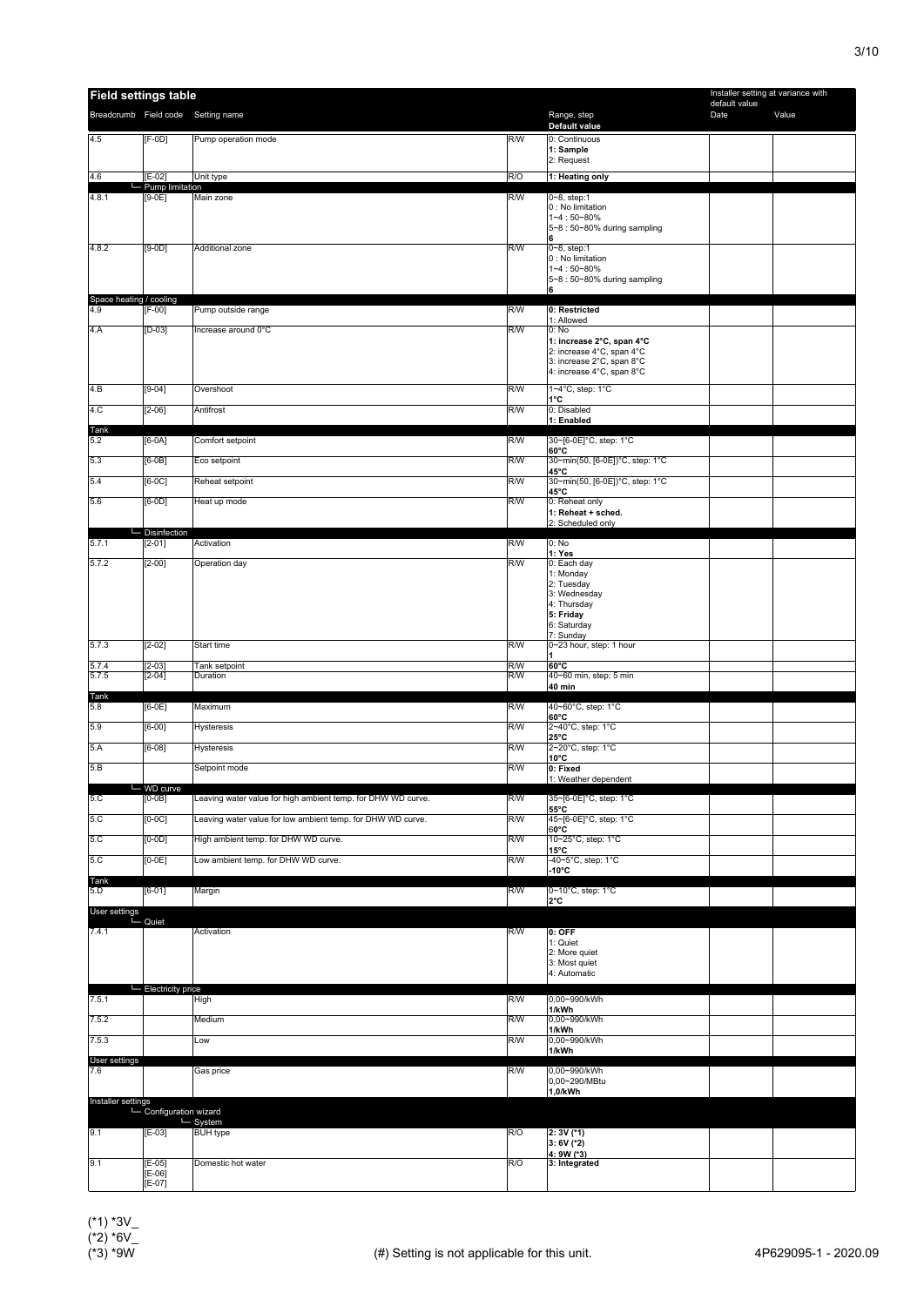## Field settings table

| Breadcrumb | Field code | Setting name | | Range, step **Default value** | Installer setting at variance with default value Date | Value |
|---|---|---|---|---|---|---|
| 4.5 | [F-0D] | Pump operation mode | R/W | 0: Continuous<br>**1: Sample**<br>2: Request | | |
| 4.6 | [E-02] | Unit type | R/O | **1: Heating only** | | |
| | └ Pump limitation | | | | | |
| 4.8.1 | [9-0E] | Main zone | R/W | 0~8, step:1<br>0 : No limitation<br>1~4 : 50~80%<br>5~8 : 50~80% during sampling<br>**6** | | |
| 4.8.2 | [9-0D] | Additional zone | R/W | 0~8, step:1<br>0 : No limitation<br>1~4 : 50~80%<br>5~8 : 50~80% during sampling<br>**6** | | |
| Space heating / cooling | | | | | | |
| 4.9 | [F-00] | Pump outside range | R/W | **0: Restricted**<br>1: Allowed | | |
| 4.A | [D-03] | Increase around 0°C | R/W | 0: No<br>**1: increase 2°C, span 4°C**<br>2: increase 4°C, span 4°C<br>3: increase 2°C, span 8°C<br>4: increase 4°C, span 8°C | | |
| 4.B | [9-04] | Overshoot | R/W | 1~4°C, step: 1°C<br>**1°C** | | |
| 4.C | [2-06] | Antifrost | R/W | 0: Disabled<br>**1: Enabled** | | |
| Tank | | | | | | |
| 5.2 | [6-0A] | Comfort setpoint | R/W | 30~[6-0E]°C, step: 1°C<br>**60°C** | | |
| 5.3 | [6-0B] | Eco setpoint | R/W | 30~min(50, [6-0E])°C, step: 1°C<br>**45°C** | | |
| 5.4 | [6-0C] | Reheat setpoint | R/W | 30~min(50, [6-0E])°C, step: 1°C<br>**45°C** | | |
| 5.6 | [6-0D] | Heat up mode | R/W | 0: Reheat only<br>**1: Reheat + sched.**<br>2: Scheduled only | | |
| | └ Disinfection | | | | | |
| 5.7.1 | [2-01] | Activation | R/W | 0: No<br>**1: Yes** | | |
| 5.7.2 | [2-00] | Operation day | R/W | 0: Each day<br>1: Monday<br>2: Tuesday<br>3: Wednesday<br>4: Thursday<br>**5: Friday**<br>6: Saturday<br>7: Sunday | | |
| 5.7.3 | [2-02] | Start time | R/W | 0~23 hour, step: 1 hour<br>**1** | | |
| 5.7.4 | [2-03] | Tank setpoint | R/W | **60°C** | | |
| 5.7.5 | [2-04] | Duration | R/W | 40~60 min, step: 5 min<br>**40 min** | | |
| Tank | | | | | | |
| 5.8 | [6-0E] | Maximum | R/W | 40~60°C, step: 1°C<br>**60°C** | | |
| 5.9 | [6-00] | Hysteresis | R/W | 2~40°C, step: 1°C<br>**25°C** | | |
| 5.A | [6-08] | Hysteresis | R/W | 2~20°C, step: 1°C<br>**10°C** | | |
| 5.B | | Setpoint mode | R/W | **0: Fixed**<br>1: Weather dependent | | |
| | └ WD curve | | | | | |
| 5.C | [0-0B] | Leaving water value for high ambient temp. for DHW WD curve. | R/W | 35~[6-0E]°C, step: 1°C<br>**55°C** | | |
| 5.C | [0-0C] | Leaving water value for low ambient temp. for DHW WD curve. | R/W | 45~[6-0E]°C, step: 1°C<br>**60°C** | | |
| 5.C | [0-0D] | High ambient temp. for DHW WD curve. | R/W | 10~25°C, step: 1°C<br>**15°C** | | |
| 5.C | [0-0E] | Low ambient temp. for DHW WD curve. | R/W | -40~5°C, step: 1°C<br>**-10°C** | | |
| Tank | | | | | | |
| 5.D | [6-01] | Margin | R/W | 0~10°C, step: 1°C<br>**2°C** | | |
| User settings | | | | | | |
| | └ Quiet | | | | | |
| 7.4.1 | | Activation | R/W | **0: OFF**<br>1: Quiet<br>2: More quiet<br>3: Most quiet<br>4: Automatic | | |
| | └ Electricity price | | | | | |
| 7.5.1 | | High | R/W | 0,00~990/kWh<br>**1/kWh** | | |
| 7.5.2 | | Medium | R/W | 0,00~990/kWh<br>**1/kWh** | | |
| 7.5.3 | | Low | R/W | 0,00~990/kWh<br>**1/kWh** | | |
| User settings | | | | | | |
| 7.6 | | Gas price | R/W | 0,00~990/kWh<br>0,00~290/MBtu<br>**1,0/kWh** | | |
| Installer settings | | | | | | |
| | └ Configuration wizard | | | | | |
| | └ System | | | | | |
| 9.1 | [E-03] | BUH type | R/O | **2: 3V (*1)**<br>**3: 6V (*2)**<br>**4: 9W (*3)** | | |
| 9.1 | [E-05]<br>[E-06]<br>[E-07] | Domestic hot water | R/O | **3: Integrated** | | |

(*1) *3V_
(*2) *6V_
(*3) *9W

(#) Setting is not applicable for this unit.

4P629095-1 - 2020.09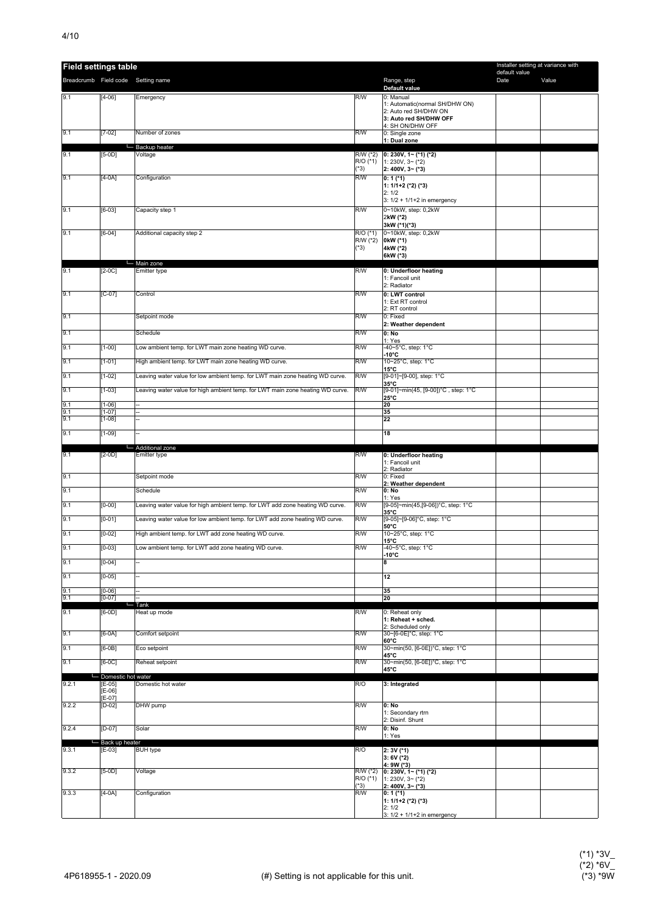## Field settings table

| Breadcrumb | Field code | Setting name | | Range, step **Default value** | Installer setting at variance with default value Date | Value |
|---|---|---|---|---|---|---|
| 9.1 | [4-06] | Emergency | R/W | 0: Manual<br>1: Automatic(normal SH/DHW ON)<br>2: Auto red SH/DHW ON<br>**3: Auto red SH/DHW OFF**<br>4: SH ON/DHW OFF | | |
| 9.1 | [7-02] | Number of zones | R/W | 0: Single zone<br>**1: Dual zone** | | |
| | | └ Backup heater | | | | |
| 9.1 | [5-0D] | Voltage | R/W (*2)<br>R/O (*1)<br>(*3) | **0: 230V, 1~ (*1) (*2)**<br>1: 230V, 3~ (*2)<br>**2: 400V, 3~ (*3)** | | |
| 9.1 | [4-0A] | Configuration | R/W | **0: 1 (*1)**<br>**1: 1/1+2 (*2) (*3)**<br>2: 1/2<br>3: 1/2 + 1/1+2 in emergency | | |
| 9.1 | [6-03] | Capacity step 1 | R/W | 0~10kW, step: 0,2kW<br>2**kW (*2)**<br>**3kW (*1)(*3)** | | |
| 9.1 | [6-04] | Additional capacity step 2 | R/O (*1)<br>R/W (*2)<br>(*3) | 0~10kW, step: 0,2kW<br>**0kW (*1)**<br>**4kW (*2)**<br>**6kW (*3)** | | |
| | | └ Main zone | | | | |
| 9.1 | [2-0C] | Emitter type | R/W | **0: Underfloor heating**<br>1: Fancoil unit<br>2: Radiator | | |
| 9.1 | [C-07] | Control | R/W | **0: LWT control**<br>1: Ext RT control<br>2: RT control | | |
| 9.1 | | Setpoint mode | R/W | 0: Fixed<br>**2: Weather dependent** | | |
| 9.1 | | Schedule | R/W | **0: No**<br>1: Yes | | |
| 9.1 | [1-00] | Low ambient temp. for LWT main zone heating WD curve. | R/W | -40~5°C, step: 1°C<br>**-10°C** | | |
| 9.1 | [1-01] | High ambient temp. for LWT main zone heating WD curve. | R/W | 10~25°C, step: 1°C<br>**15°C** | | |
| 9.1 | [1-02] | Leaving water value for low ambient temp. for LWT main zone heating WD curve. | R/W | [9-01]~[9-00], step: 1°C<br>**35°C** | | |
| 9.1 | [1-03] | Leaving water value for high ambient temp. for LWT main zone heating WD curve. | R/W | [9-01]~min(45, [9-00])°C , step: 1°C<br>**25°C** | | |
| 9.1 | [1-06] | -- | | **20** | | |
| 9.1 | [1-07] | -- | | **35** | | |
| 9.1 | [1-08] | -- | | **22** | | |
| 9.1 | [1-09] | -- | | **18** | | |
| | | └ Additional zone | | | | |
| 9.1 | [2-0D] | Emitter type | R/W | **0: Underfloor heating**<br>1: Fancoil unit<br>2: Radiator | | |
| 9.1 | | Setpoint mode | R/W | 0: Fixed<br>**2: Weather dependent** | | |
| 9.1 | | Schedule | R/W | **0: No**<br>1: Yes | | |
| 9.1 | [0-00] | Leaving water value for high ambient temp. for LWT add zone heating WD curve. | R/W | [9-05]~min(45,[9-06])°C, step: 1°C<br>**35°C** | | |
| 9.1 | [0-01] | Leaving water value for low ambient temp. for LWT add zone heating WD curve. | R/W | [9-05]~[9-06]°C, step: 1°C<br>**50°C** | | |
| 9.1 | [0-02] | High ambient temp. for LWT add zone heating WD curve. | R/W | 10~25°C, step: 1°C<br>**15°C** | | |
| 9.1 | [0-03] | Low ambient temp. for LWT add zone heating WD curve. | R/W | -40~5°C, step: 1°C<br>**-10°C** | | |
| 9.1 | [0-04] | -- | | **8** | | |
| 9.1 | [0-05] | -- | | **12** | | |
| 9.1 | [0-06] | -- | | **35** | | |
| 9.1 | [0-07] | -- | | **20** | | |
| | | └ Tank | | | | |
| 9.1 | [6-0D] | Heat up mode | R/W | 0: Reheat only<br>**1: Reheat + sched.**<br>2: Scheduled only | | |
| 9.1 | [6-0A] | Comfort setpoint | R/W | 30~[6-0E]°C, step: 1°C<br>**60°C** | | |
| 9.1 | [6-0B] | Eco setpoint | R/W | 30~min(50, [6-0E])°C, step: 1°C<br>**45°C** | | |
| 9.1 | [6-0C] | Reheat setpoint | R/W | 30~min(50, [6-0E])°C, step: 1°C<br>**45°C** | | |
| └ Domestic hot water | | | | | | |
| 9.2.1 | [E-05]<br>[E-06]<br>[E-07] | Domestic hot water | R/O | **3: Integrated** | | |
| 9.2.2 | [D-02] | DHW pump | R/W | **0: No**<br>1: Secondary rtrn<br>2: Disinf. Shunt | | |
| 9.2.4 | [D-07] | Solar | R/W | **0: No**<br>1: Yes | | |
| └ Back up heater | | | | | | |
| 9.3.1 | [E-03] | BUH type | R/O | **2: 3V (*1)**<br>**3: 6V (*2)**<br>**4: 9W (*3)** | | |
| 9.3.2 | [5-0D] | Voltage | R/W (*2)<br>R/O (*1)<br>(*3) | **0: 230V, 1~ (*1) (*2)**<br>1: 230V, 3~ (*2)<br>**2: 400V, 3~ (*3)** | | |
| 9.3.3 | [4-0A] | Configuration | R/W | **0: 1 (*1)**<br>**1: 1/1+2 (*2) (*3)**<br>2: 1/2<br>3: 1/2 + 1/1+2 in emergency | | |

4P618955-1 - 2020.09

(#) Setting is not applicable for this unit.

(*1) *3V_
(*2) *6V_
(*3) *9W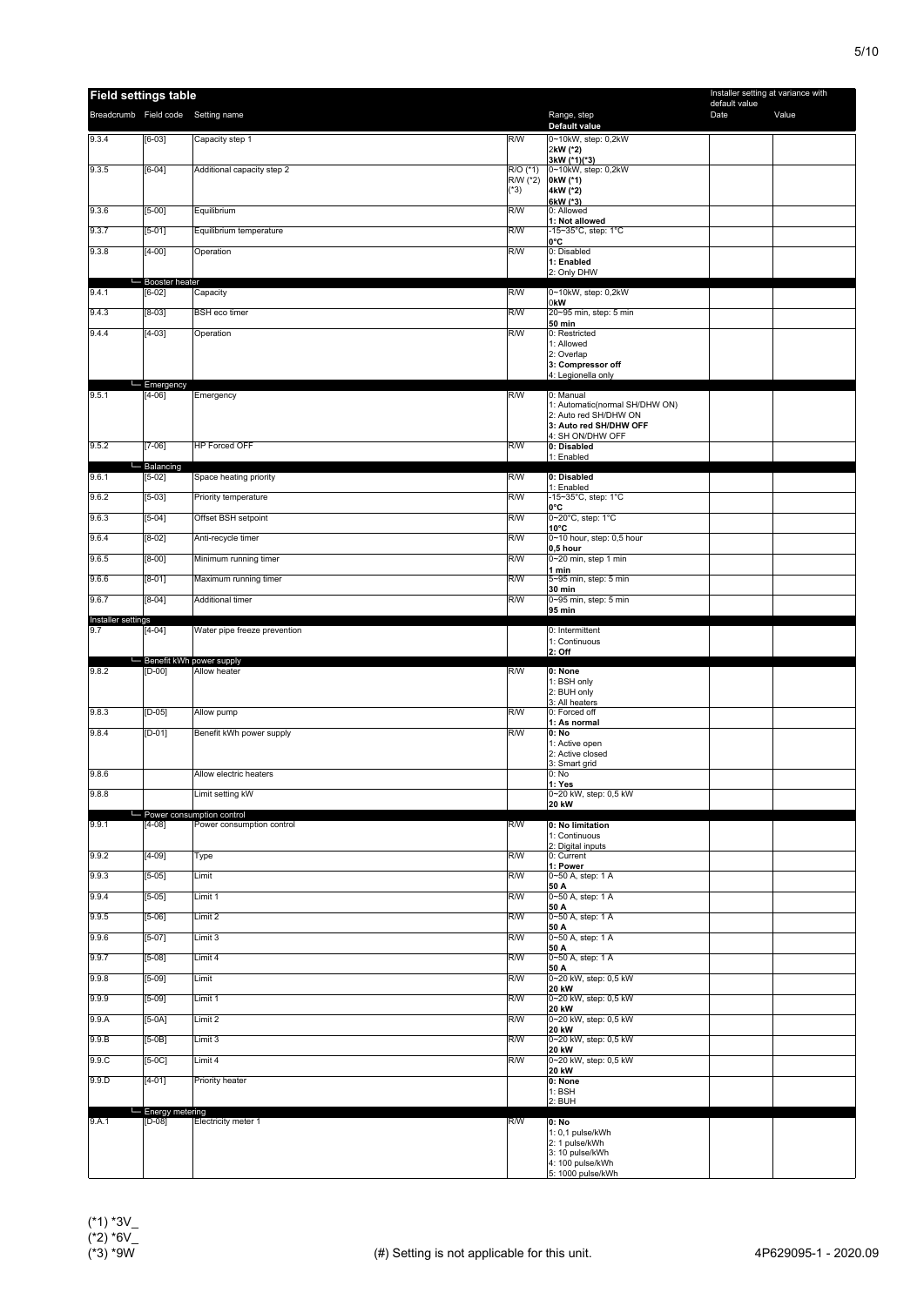## Field settings table

| Breadcrumb | Field code | Setting name | | Range, step<br>**Default value** | Installer setting at variance with default value<br>Date | <br>Value |
|---|---|---|---|---|---|---|
| 9.3.4 | [6-03] | Capacity step 1 | R/W | 0~10kW, step: 0,2kW<br>2**kW (*2)**<br>**3kW (*1)(*3)** | | |
| 9.3.5 | [6-04] | Additional capacity step 2 | R/O (*1)<br>R/W (*2)<br>(*3) | 0~10kW, step: 0,2kW<br>**0kW (*1)**<br>**4kW (*2)**<br>**6kW (*3)** | | |
| 9.3.6 | [5-00] | Equilibrium | R/W | 0: Allowed<br>**1: Not allowed** | | |
| 9.3.7 | [5-01] | Equilibrium temperature | R/W | -15~35°C, step: 1°C<br>**0°C** | | |
| 9.3.8 | [4-00] | Operation | R/W | 0: Disabled<br>**1: Enabled**<br>2: Only DHW | | |
| | └ Booster heater | | | | | |
| 9.4.1 | [6-02] | Capacity | R/W | 0~10kW, step: 0,2kW<br>0**kW** | | |
| 9.4.3 | [8-03] | BSH eco timer | R/W | 20~95 min, step: 5 min<br>**50 min** | | |
| 9.4.4 | [4-03] | Operation | R/W | 0: Restricted<br>1: Allowed<br>2: Overlap<br>**3: Compressor off**<br>4: Legionella only | | |
| | └ Emergency | | | | | |
| 9.5.1 | [4-06] | Emergency | R/W | 0: Manual<br>1: Automatic(normal SH/DHW ON)<br>2: Auto red SH/DHW ON<br>**3: Auto red SH/DHW OFF**<br>4: SH ON/DHW OFF | | |
| 9.5.2 | [7-06] | HP Forced OFF | R/W | **0: Disabled**<br>1: Enabled | | |
| | └ Balancing | | | | | |
| 9.6.1 | [5-02] | Space heating priority | R/W | **0: Disabled**<br>1: Enabled | | |
| 9.6.2 | [5-03] | Priority temperature | R/W | -15~35°C, step: 1°C<br>**0°C** | | |
| 9.6.3 | [5-04] | Offset BSH setpoint | R/W | 0~20°C, step: 1°C<br>**10°C** | | |
| 9.6.4 | [8-02] | Anti-recycle timer | R/W | 0~10 hour, step: 0,5 hour<br>**0,5 hour** | | |
| 9.6.5 | [8-00] | Minimum running timer | R/W | 0~20 min, step 1 min<br>**1 min** | | |
| 9.6.6 | [8-01] | Maximum running timer | R/W | 5~95 min, step: 5 min<br>**30 min** | | |
| 9.6.7 | [8-04] | Additional timer | R/W | 0~95 min, step: 5 min<br>**95 min** | | |
| Installer settings | | | | | | |
| 9.7 | [4-04] | Water pipe freeze prevention | | 0: Intermittent<br>1: Continuous<br>**2: Off** | | |
| | └ Benefit kWh power supply | | | | | |
| 9.8.2 | [D-00] | Allow heater | R/W | **0: None**<br>1: BSH only<br>2: BUH only<br>3: All heaters | | |
| 9.8.3 | [D-05] | Allow pump | R/W | 0: Forced off<br>**1: As normal** | | |
| 9.8.4 | [D-01] | Benefit kWh power supply | R/W | **0: No**<br>1: Active open<br>2: Active closed<br>3: Smart grid | | |
| 9.8.6 | | Allow electric heaters | | 0: No<br>**1: Yes** | | |
| 9.8.8 | | Limit setting kW | | 0~20 kW, step: 0,5 kW<br>**20 kW** | | |
| | └ Power consumption control | | | | | |
| 9.9.1 | [4-08] | Power consumption control | R/W | **0: No limitation**<br>1: Continuous<br>2: Digital inputs | | |
| 9.9.2 | [4-09] | Type | R/W | 0: Current<br>**1: Power** | | |
| 9.9.3 | [5-05] | Limit | R/W | 0~50 A, step: 1 A<br>**50 A** | | |
| 9.9.4 | [5-05] | Limit 1 | R/W | 0~50 A, step: 1 A<br>**50 A** | | |
| 9.9.5 | [5-06] | Limit 2 | R/W | 0~50 A, step: 1 A<br>**50 A** | | |
| 9.9.6 | [5-07] | Limit 3 | R/W | 0~50 A, step: 1 A<br>**50 A** | | |
| 9.9.7 | [5-08] | Limit 4 | R/W | 0~50 A, step: 1 A<br>**50 A** | | |
| 9.9.8 | [5-09] | Limit | R/W | 0~20 kW, step: 0,5 kW<br>**20 kW** | | |
| 9.9.9 | [5-09] | Limit 1 | R/W | 0~20 kW, step: 0,5 kW<br>**20 kW** | | |
| 9.9.A | [5-0A] | Limit 2 | R/W | 0~20 kW, step: 0,5 kW<br>**20 kW** | | |
| 9.9.B | [5-0B] | Limit 3 | R/W | 0~20 kW, step: 0,5 kW<br>**20 kW** | | |
| 9.9.C | [5-0C] | Limit 4 | R/W | 0~20 kW, step: 0,5 kW<br>**20 kW** | | |
| 9.9.D | [4-01] | Priority heater | | **0: None**<br>1: BSH<br>2: BUH | | |
| | └ Energy metering | | | | | |
| 9.A.1 | [D-08] | Electricity meter 1 | R/W | **0: No**<br>1: 0,1 pulse/kWh<br>2: 1 pulse/kWh<br>3: 10 pulse/kWh<br>4: 100 pulse/kWh<br>5: 1000 pulse/kWh | | |

(*1) *3V_
(*2) *6V_
(*3) *9W

(#) Setting is not applicable for this unit.

4P629095-1 - 2020.09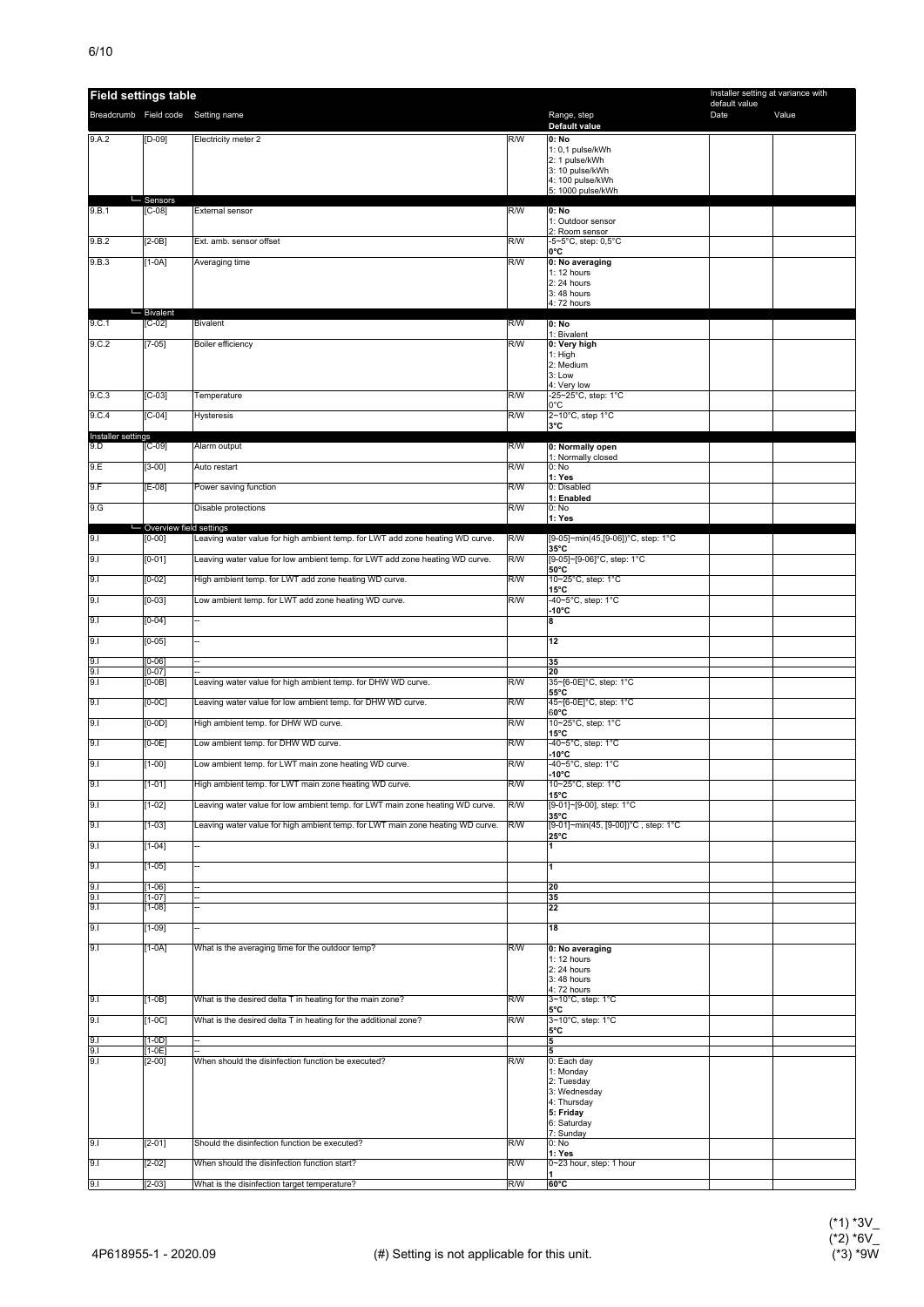## Field settings table

| Breadcrumb | Field code | Setting name | | Range, step<br>**Default value** | Installer setting at variance with default value<br>Date | Value |
|---|---|---|---|---|---|---|
| 9.A.2 | [D-09] | Electricity meter 2 | R/W | **0: No**<br>1: 0,1 pulse/kWh<br>2: 1 pulse/kWh<br>3: 10 pulse/kWh<br>4: 100 pulse/kWh<br>5: 1000 pulse/kWh | | |
| | └ Sensors | | | | | |
| 9.B.1 | [C-08] | External sensor | R/W | **0: No**<br>1: Outdoor sensor<br>2: Room sensor | | |
| 9.B.2 | [2-0B] | Ext. amb. sensor offset | R/W | -5~5°C, step: 0,5°C<br>**0°C** | | |
| 9.B.3 | [1-0A] | Averaging time | R/W | **0: No averaging**<br>1: 12 hours<br>2: 24 hours<br>3: 48 hours<br>4: 72 hours | | |
| | └ Bivalent | | | | | |
| 9.C.1 | [C-02] | Bivalent | R/W | **0: No**<br>1: Bivalent | | |
| 9.C.2 | [7-05] | Boiler efficiency | R/W | **0: Very high**<br>1: High<br>2: Medium<br>3: Low<br>4: Very low | | |
| 9.C.3 | [C-03] | Temperature | R/W | -25~25°C, step: 1°C<br>0°C | | |
| 9.C.4 | [C-04] | Hysteresis | R/W | 2~10°C, step 1°C<br>**3°C** | | |
| Installer settings | | | | | | |
| 9.D | [C-09] | Alarm output | R/W | **0: Normally open**<br>1: Normally closed | | |
| 9.E | [3-00] | Auto restart | R/W | 0: No<br>**1: Yes** | | |
| 9.F | [E-08] | Power saving function | R/W | 0: Disabled<br>**1: Enabled** | | |
| 9.G | | Disable protections | R/W | 0: No<br>**1: Yes** | | |
| | └ Overview field settings | | | | | |
| 9.I | [0-00] | Leaving water value for high ambient temp. for LWT add zone heating WD curve. | R/W | [9-05]~min(45,[9-06])°C, step: 1°C<br>**35°C** | | |
| 9.I | [0-01] | Leaving water value for low ambient temp. for LWT add zone heating WD curve. | R/W | [9-05]~[9-06]°C, step: 1°C<br>**50°C** | | |
| 9.I | [0-02] | High ambient temp. for LWT add zone heating WD curve. | R/W | 10~25°C, step: 1°C<br>**15°C** | | |
| 9.I | [0-03] | Low ambient temp. for LWT add zone heating WD curve. | R/W | -40~5°C, step: 1°C<br>**-10°C** | | |
| 9.I | [0-04] | -- | | **8** | | |
| 9.I | [0-05] | -- | | **12** | | |
| 9.I | [0-06] | -- | | **35** | | |
| 9.I | [0-07] | -- | | **20** | | |
| 9.I | [0-0B] | Leaving water value for high ambient temp. for DHW WD curve. | R/W | 35~[6-0E]°C, step: 1°C<br>**55°C** | | |
| 9.I | [0-0C] | Leaving water value for low ambient temp. for DHW WD curve. | R/W | 45~[6-0E]°C, step: 1°C<br>**60°C** | | |
| 9.I | [0-0D] | High ambient temp. for DHW WD curve. | R/W | 10~25°C, step: 1°C<br>**15°C** | | |
| 9.I | [0-0E] | Low ambient temp. for DHW WD curve. | R/W | -40~5°C, step: 1°C<br>**-10°C** | | |
| 9.I | [1-00] | Low ambient temp. for LWT main zone heating WD curve. | R/W | -40~5°C, step: 1°C<br>**-10°C** | | |
| 9.I | [1-01] | High ambient temp. for LWT main zone heating WD curve. | R/W | 10~25°C, step: 1°C<br>**15°C** | | |
| 9.I | [1-02] | Leaving water value for low ambient temp. for LWT main zone heating WD curve. | R/W | [9-01]~[9-00], step: 1°C<br>**35°C** | | |
| 9.I | [1-03] | Leaving water value for high ambient temp. for LWT main zone heating WD curve. | R/W | [9-01]~min(45, [9-00])°C , step: 1°C<br>**25°C** | | |
| 9.I | [1-04] | -- | | **1** | | |
| 9.I | [1-05] | -- | | **1** | | |
| 9.I | [1-06] | -- | | **20** | | |
| 9.I | [1-07] | -- | | **35** | | |
| 9.I | [1-08] | -- | | **22** | | |
| 9.I | [1-09] | -- | | **18** | | |
| 9.I | [1-0A] | What is the averaging time for the outdoor temp? | R/W | **0: No averaging**<br>1: 12 hours<br>2: 24 hours<br>3: 48 hours<br>4: 72 hours | | |
| 9.I | [1-0B] | What is the desired delta T in heating for the main zone? | R/W | 3~10°C, step: 1°C<br>**5°C** | | |
| 9.I | [1-0C] | What is the desired delta T in heating for the additional zone? | R/W | 3~10°C, step: 1°C<br>**5°C** | | |
| 9.I | [1-0D] | -- | | **5** | | |
| 9.I | [1-0E] | -- | | **5** | | |
| 9.I | [2-00] | When should the disinfection function be executed? | R/W | 0: Each day<br>1: Monday<br>2: Tuesday<br>3: Wednesday<br>4: Thursday<br>**5: Friday**<br>6: Saturday<br>7: Sunday | | |
| 9.I | [2-01] | Should the disinfection function be executed? | R/W | 0: No<br>**1: Yes** | | |
| 9.I | [2-02] | When should the disinfection function start? | R/W | 0~23 hour, step: 1 hour<br>**1** | | |
| 9.I | [2-03] | What is the disinfection target temperature? | R/W | **60°C** | | |

(*1) *3V_
(*2) *6V_
(*3) *9W

4P618955-1 - 2020.09

(#) Setting is not applicable for this unit.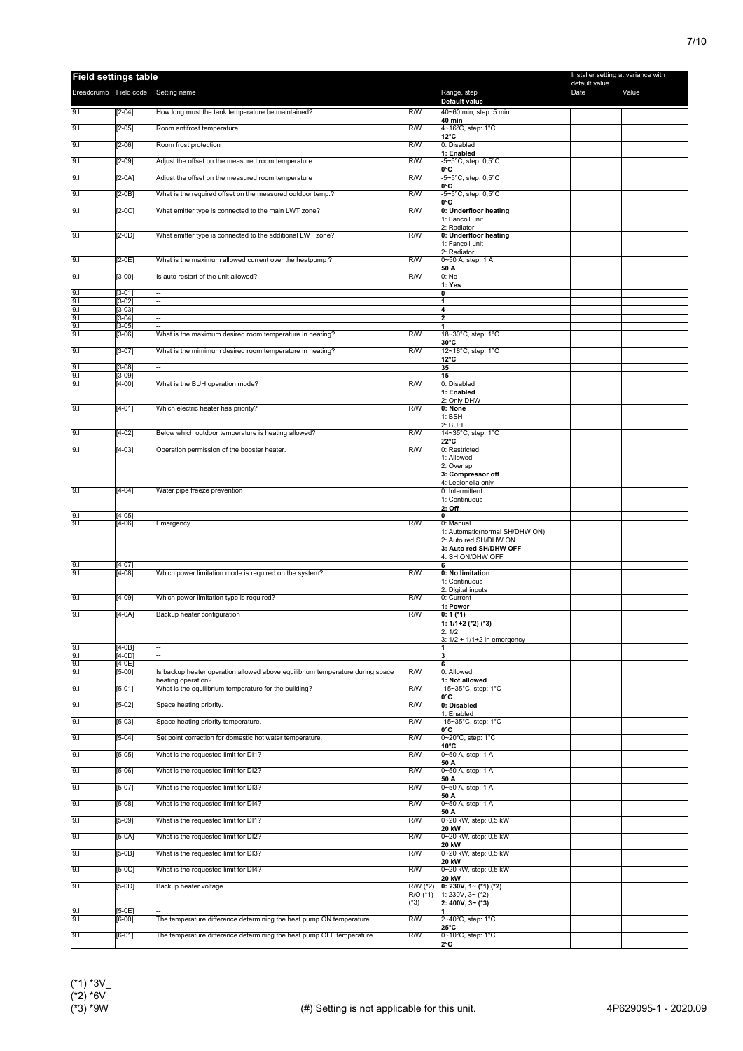## Field settings table

| Breadcrumb | Field code | Setting name | | Range, step **Default value** | Installer setting at variance with default value Date | Value |
|---|---|---|---|---|---|---|
| 9.I | [2-04] | How long must the tank temperature be maintained? | R/W | 40~60 min, step: 5 min **40 min** | | |
| 9.I | [2-05] | Room antifrost temperature | R/W | 4~16°C, step: 1°C **12°C** | | |
| 9.I | [2-06] | Room frost protection | R/W | 0: Disabled **1: Enabled** | | |
| 9.I | [2-09] | Adjust the offset on the measured room temperature | R/W | -5~5°C, step: 0,5°C **0°C** | | |
| 9.I | [2-0A] | Adjust the offset on the measured room temperature | R/W | -5~5°C, step: 0,5°C **0°C** | | |
| 9.I | [2-0B] | What is the required offset on the measured outdoor temp.? | R/W | -5~5°C, step: 0,5°C **0°C** | | |
| 9.I | [2-0C] | What emitter type is connected to the main LWT zone? | R/W | **0: Underfloor heating** 1: Fancoil unit 2: Radiator | | |
| 9.I | [2-0D] | What emitter type is connected to the additional LWT zone? | R/W | **0: Underfloor heating** 1: Fancoil unit 2: Radiator | | |
| 9.I | [2-0E] | What is the maximum allowed current over the heatpump ? | R/W | 0~50 A, step: 1 A **50 A** | | |
| 9.I | [3-00] | Is auto restart of the unit allowed? | R/W | 0: No **1: Yes** | | |
| 9.I | [3-01] | -- | | **0** | | |
| 9.I | [3-02] | -- | | **1** | | |
| 9.I | [3-03] | -- | | **4** | | |
| 9.I | [3-04] | -- | | **2** | | |
| 9.I | [3-05] | -- | | **1** | | |
| 9.I | [3-06] | What is the maximum desired room temperature in heating? | R/W | 18~30°C, step: 1°C **30°C** | | |
| 9.I | [3-07] | What is the mimimum desired room temperature in heating? | R/W | 12~18°C, step: 1°C **12°C** | | |
| 9.I | [3-08] | -- | | **35** | | |
| 9.I | [3-09] | -- | | **15** | | |
| 9.I | [4-00] | What is the BUH operation mode? | R/W | 0: Disabled **1: Enabled** 2: Only DHW | | |
| 9.I | [4-01] | Which electric heater has priority? | R/W | **0: None** 1: BSH 2: BUH | | |
| 9.I | [4-02] | Below which outdoor temperature is heating allowed? | R/W | 14~35°C, step: 1°C **22°C** | | |
| 9.I | [4-03] | Operation permission of the booster heater. | R/W | 0: Restricted 1: Allowed 2: Overlap **3: Compressor off** 4: Legionella only | | |
| 9.I | [4-04] | Water pipe freeze prevention | | 0: Intermittent 1: Continuous **2: Off** | | |
| 9.I | [4-05] | -- | | **0** | | |
| 9.I | [4-06] | Emergency | R/W | 0: Manual 1: Automatic(normal SH/DHW ON) 2: Auto red SH/DHW ON **3: Auto red SH/DHW OFF** 4: SH ON/DHW OFF | | |
| 9.I | [4-07] | -- | | **6** | | |
| 9.I | [4-08] | Which power limitation mode is required on the system? | R/W | **0: No limitation** 1: Continuous 2: Digital inputs | | |
| 9.I | [4-09] | Which power limitation type is required? | R/W | 0: Current **1: Power** | | |
| 9.I | [4-0A] | Backup heater configuration | R/W | **0: 1 (*1)** **1: 1/1+2 (*2) (*3)** 2: 1/2 3: 1/2 + 1/1+2 in emergency | | |
| 9.I | [4-0B] | -- | | **1** | | |
| 9.I | [4-0D] | -- | | **3** | | |
| 9.I | [4-0E] | -- | | **6** | | |
| 9.I | [5-00] | Is backup heater operation allowed above equilibrium temperature during space heating operation? | R/W | 0: Allowed **1: Not allowed** | | |
| 9.I | [5-01] | What is the equilibrium temperature for the building? | R/W | -15~35°C, step: 1°C **0°C** | | |
| 9.I | [5-02] | Space heating priority. | R/W | **0: Disabled** 1: Enabled | | |
| 9.I | [5-03] | Space heating priority temperature. | R/W | -15~35°C, step: 1°C **0°C** | | |
| 9.I | [5-04] | Set point correction for domestic hot water temperature. | R/W | 0~20°C, step: 1°C **10°C** | | |
| 9.I | [5-05] | What is the requested limit for DI1? | R/W | 0~50 A, step: 1 A **50 A** | | |
| 9.I | [5-06] | What is the requested limit for DI2? | R/W | 0~50 A, step: 1 A **50 A** | | |
| 9.I | [5-07] | What is the requested limit for DI3? | R/W | 0~50 A, step: 1 A **50 A** | | |
| 9.I | [5-08] | What is the requested limit for DI4? | R/W | 0~50 A, step: 1 A **50 A** | | |
| 9.I | [5-09] | What is the requested limit for DI1? | R/W | 0~20 kW, step: 0,5 kW **20 kW** | | |
| 9.I | [5-0A] | What is the requested limit for DI2? | R/W | 0~20 kW, step: 0,5 kW **20 kW** | | |
| 9.I | [5-0B] | What is the requested limit for DI3? | R/W | 0~20 kW, step: 0,5 kW **20 kW** | | |
| 9.I | [5-0C] | What is the requested limit for DI4? | R/W | 0~20 kW, step: 0,5 kW **20 kW** | | |
| 9.I | [5-0D] | Backup heater voltage | R/W (*2) R/O (*1) (*3) | **0: 230V, 1~ (*1) (*2)** 1: 230V, 3~ (*2) **2: 400V, 3~ (*3)** | | |
| 9.I | [5-0E] | -- | | **1** | | |
| 9.I | [6-00] | The temperature difference determining the heat pump ON temperature. | R/W | 2~40°C, step: 1°C **25°C** | | |
| 9.I | [6-01] | The temperature difference determining the heat pump OFF temperature. | R/W | 0~10°C, step: 1°C **2°C** | | |

(*1) *3V_
(*2) *6V_
(*3) *9W

(#) Setting is not applicable for this unit.

4P629095-1 - 2020.09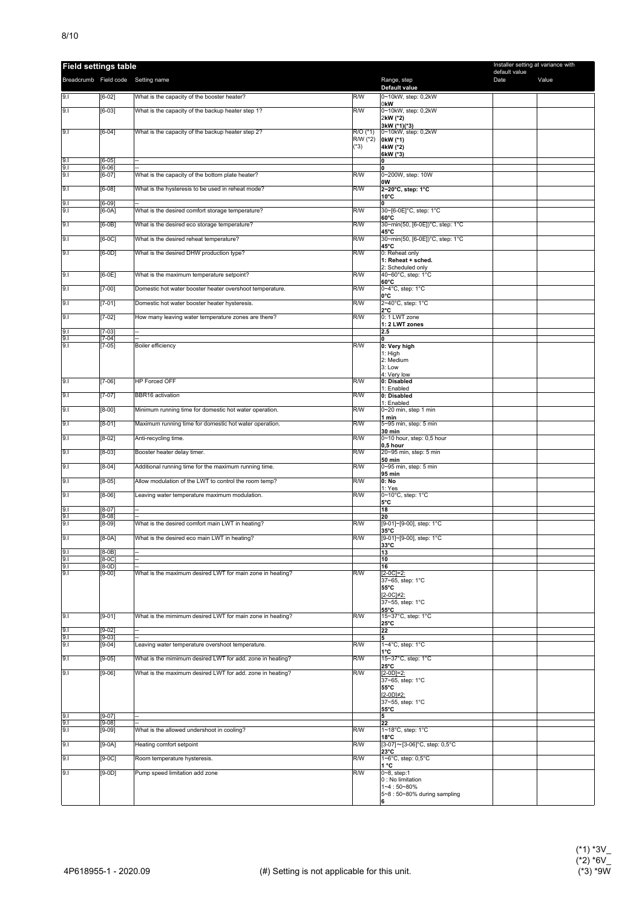## Field settings table

| Breadcrumb | Field code | Setting name | | Range, step<br>**Default value** | Installer setting at variance with default value<br>Date | <br>Value |
|---|---|---|---|---|---|---|
| 9.I | [6-02] | What is the capacity of the booster heater? | R/W | 0~10kW, step: 0,2kW<br>0**kW** | | |
| 9.I | [6-03] | What is the capacity of the backup heater step 1? | R/W | 0~10kW, step: 0,2kW<br>**2kW (*2)**<br>**3kW (*1)(*3)** | | |
| 9.I | [6-04] | What is the capacity of the backup heater step 2? | R/O (*1)<br>R/W (*2)<br>(*3) | 0~10kW, step: 0,2kW<br>**0kW (*1)**<br>**4kW (*2)**<br>**6kW (*3)** | | |
| 9.I | [6-05] | -- | | **0** | | |
| 9.I | [6-06] | -- | | **0** | | |
| 9.I | [6-07] | What is the capacity of the bottom plate heater? | R/W | 0~200W, step: 10W<br>**0W** | | |
| 9.I | [6-08] | What is the hysteresis to be used in reheat mode? | R/W | **2~20°C, step: 1°C**<br>**10°C** | | |
| 9.I | [6-09] | -- | | **0** | | |
| 9.I | [6-0A] | What is the desired comfort storage temperature? | R/W | 30~[6-0E]°C, step: 1°C<br>**60°C** | | |
| 9.I | [6-0B] | What is the desired eco storage temperature? | R/W | 30~min(50, [6-0E])°C, step: 1°C<br>**45°C** | | |
| 9.I | [6-0C] | What is the desired reheat temperature? | R/W | 30~min(50, [6-0E])°C, step: 1°C<br>**45°C** | | |
| 9.I | [6-0D] | What is the desired DHW production type? | R/W | 0: Reheat only<br>**1: Reheat + sched.**<br>2: Scheduled only | | |
| 9.I | [6-0E] | What is the maximum temperature setpoint? | R/W | 40~60°C, step: 1°C<br>**60°C** | | |
| 9.I | [7-00] | Domestic hot water booster heater overshoot temperature. | R/W | 0~4°C, step: 1°C<br>**0°C** | | |
| 9.I | [7-01] | Domestic hot water booster heater hysteresis. | R/W | 2~40°C, step: 1°C<br>**2°C** | | |
| 9.I | [7-02] | How many leaving water temperature zones are there? | R/W | 0: 1 LWT zone<br>**1: 2 LWT zones** | | |
| 9.I | [7-03] | -- | | **2.5** | | |
| 9.I | [7-04] | -- | | **0** | | |
| 9.I | [7-05] | Boiler efficiency | R/W | **0: Very high**<br>1: High<br>2: Medium<br>3: Low<br>4: Very low | | |
| 9.I | [7-06] | HP Forced OFF | R/W | **0: Disabled**<br>1: Enabled | | |
| 9.I | [7-07] | BBR16 activation | R/W | **0: Disabled**<br>1: Enabled | | |
| 9.I | [8-00] | Minimum running time for domestic hot water operation. | R/W | 0~20 min, step 1 min<br>**1 min** | | |
| 9.I | [8-01] | Maximum running time for domestic hot water operation. | R/W | 5~95 min, step: 5 min<br>**30 min** | | |
| 9.I | [8-02] | Anti-recycling time. | R/W | 0~10 hour, step: 0,5 hour<br>**0,5 hour** | | |
| 9.I | [8-03] | Booster heater delay timer. | R/W | 20~95 min, step: 5 min<br>**50 min** | | |
| 9.I | [8-04] | Additional running time for the maximum running time. | R/W | 0~95 min, step: 5 min<br>**95 min** | | |
| 9.I | [8-05] | Allow modulation of the LWT to control the room temp? | R/W | **0: No**<br>1: Yes | | |
| 9.I | [8-06] | Leaving water temperature maximum modulation. | R/W | 0~10°C, step: 1°C<br>**5°C** | | |
| 9.I | [8-07] | -- | | **18** | | |
| 9.I | [8-08] | -- | | **20** | | |
| 9.I | [8-09] | What is the desired comfort main LWT in heating? | R/W | [9-01]~[9-00], step: 1°C<br>**35°C** | | |
| 9.I | [8-0A] | What is the desired eco main LWT in heating? | R/W | [9-01]~[9-00], step: 1°C<br>**33°C** | | |
| 9.I | [8-0B] | -- | | **13** | | |
| 9.I | [8-0C] | -- | | **10** | | |
| 9.I | [8-0D] | -- | | **16** | | |
| 9.I | [9-00] | What is the maximum desired LWT for main zone in heating? | R/W | [2-0C]=2:<br>37~65, step: 1°C<br>**55°C**<br>[2-0C]≠2:<br>37~55, step: 1°C<br>**55°C** | | |
| 9.I | [9-01] | What is the mimimum desired LWT for main zone in heating? | R/W | 15~37°C, step: 1°C<br>**25°C** | | |
| 9.I | [9-02] | -- | | **22** | | |
| 9.I | [9-03] | -- | | **5** | | |
| 9.I | [9-04] | Leaving water temperature overshoot temperature. | R/W | 1~4°C, step: 1°C<br>**1°C** | | |
| 9.I | [9-05] | What is the mimimum desired LWT for add. zone in heating? | R/W | 15~37°C, step: 1°C<br>**25°C** | | |
| 9.I | [9-06] | What is the maximum desired LWT for add. zone in heating? | R/W | [2-0D]=2:<br>37~65, step: 1°C<br>**55°C**<br>[2-0D]≠2:<br>37~55, step: 1°C<br>**55°C** | | |
| 9.I | [9-07] | -- | | **5** | | |
| 9.I | [9-08] | -- | | **22** | | |
| 9.I | [9-09] | What is the allowed undershoot in cooling? | R/W | 1~18°C, step: 1°C<br>**18°C** | | |
| 9.I | [9-0A] | Heating comfort setpoint | R/W | [3-07]~[3-06]°C, step: 0,5°C<br>**23°C** | | |
| 9.I | [9-0C] | Room temperature hysteresis. | R/W | 1~6°C, step: 0,5°C<br>**1 °C** | | |
| 9.I | [9-0D] | Pump speed limitation add zone | R/W | 0~8, step:1<br>0 : No limitation<br>1~4 : 50~80%<br>5~8 : 50~80% during sampling<br>**6** | | |

4P618955-1 - 2020.09

(#) Setting is not applicable for this unit.

(*1) *3V_
(*2) *6V_
(*3) *9W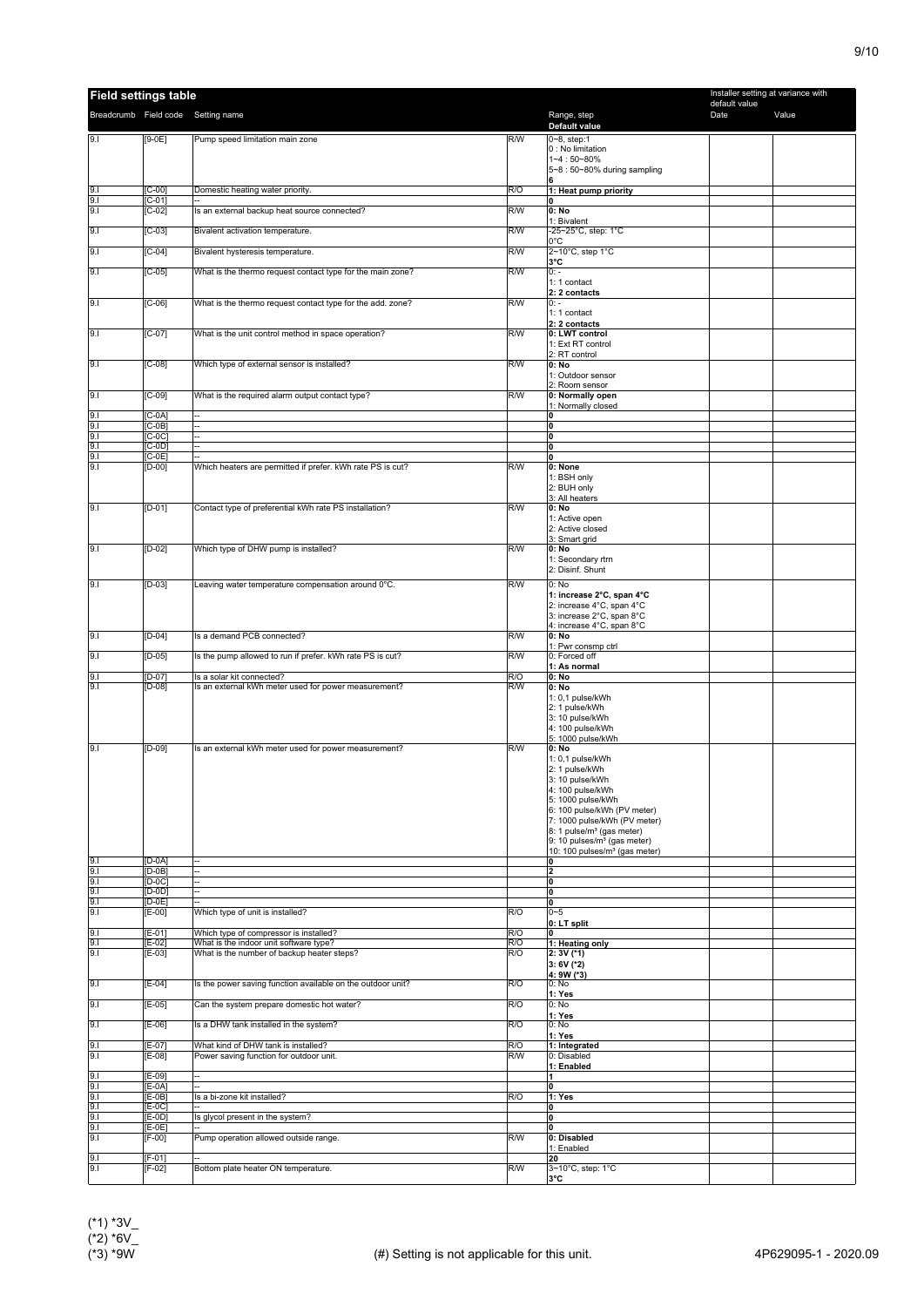## Field settings table

| Breadcrumb | Field code | Setting name | | Range, step<br>**Default value** | Installer setting at variance with default value<br>Date | <br>Value |
|---|---|---|---|---|---|---|
| 9.I | [9-0E] | Pump speed limitation main zone | R/W | 0~8, step:1<br>0 : No limitation<br>1~4 : 50~80%<br>5~8 : 50~80% during sampling<br>**6** | | |
| 9.I | [C-00] | Domestic heating water priority. | R/O | **1: Heat pump priority** | | |
| 9.I | [C-01] | -- | | **0** | | |
| 9.I | [C-02] | Is an external backup heat source connected? | R/W | **0: No**<br>1: Bivalent | | |
| 9.I | [C-03] | Bivalent activation temperature. | R/W | -25~25°C, step: 1°C<br>0°C | | |
| 9.I | [C-04] | Bivalent hysteresis temperature. | R/W | 2~10°C, step 1°C<br>**3°C** | | |
| 9.I | [C-05] | What is the thermo request contact type for the main zone? | R/W | 0: -<br>1: 1 contact<br>**2: 2 contacts** | | |
| 9.I | [C-06] | What is the thermo request contact type for the add. zone? | R/W | 0: -<br>1: 1 contact<br>**2: 2 contacts** | | |
| 9.I | [C-07] | What is the unit control method in space operation? | R/W | **0: LWT control**<br>1: Ext RT control<br>2: RT control | | |
| 9.I | [C-08] | Which type of external sensor is installed? | R/W | **0: No**<br>1: Outdoor sensor<br>2: Room sensor | | |
| 9.I | [C-09] | What is the required alarm output contact type? | R/W | **0: Normally open**<br>1: Normally closed | | |
| 9.I | [C-0A] | -- | | **0** | | |
| 9.I | [C-0B] | -- | | **0** | | |
| 9.I | [C-0C] | -- | | **0** | | |
| 9.I | [C-0D] | -- | | **0** | | |
| 9.I | [C-0E] | -- | | **0** | | |
| 9.I | [D-00] | Which heaters are permitted if prefer. kWh rate PS is cut? | R/W | **0: None**<br>1: BSH only<br>2: BUH only<br>3: All heaters | | |
| 9.I | [D-01] | Contact type of preferential kWh rate PS installation? | R/W | **0: No**<br>1: Active open<br>2: Active closed<br>3: Smart grid | | |
| 9.I | [D-02] | Which type of DHW pump is installed? | R/W | **0: No**<br>1: Secondary rtrn<br>2: Disinf. Shunt | | |
| 9.I | [D-03] | Leaving water temperature compensation around 0°C. | R/W | 0: No<br>**1: increase 2°C, span 4°C**<br>2: increase 4°C, span 4°C<br>3: increase 2°C, span 8°C<br>4: increase 4°C, span 8°C | | |
| 9.I | [D-04] | Is a demand PCB connected? | R/W | **0: No**<br>1: Pwr consmp ctrl | | |
| 9.I | [D-05] | Is the pump allowed to run if prefer. kWh rate PS is cut? | R/W | 0: Forced off<br>**1: As normal** | | |
| 9.I | [D-07] | Is a solar kit connected? | R/O | **0: No** | | |
| 9.I | [D-08] | Is an external kWh meter used for power measurement? | R/W | **0: No**<br>1: 0,1 pulse/kWh<br>2: 1 pulse/kWh<br>3: 10 pulse/kWh<br>4: 100 pulse/kWh<br>5: 1000 pulse/kWh | | |
| 9.I | [D-09] | Is an external kWh meter used for power measurement? | R/W | **0: No**<br>1: 0,1 pulse/kWh<br>2: 1 pulse/kWh<br>3: 10 pulse/kWh<br>4: 100 pulse/kWh<br>5: 1000 pulse/kWh<br>6: 100 pulse/kWh (PV meter)<br>7: 1000 pulse/kWh (PV meter)<br>8: 1 pulse/m³ (gas meter)<br>9: 10 pulses/m³ (gas meter)<br>10: 100 pulses/m³ (gas meter) | | |
| 9.I | [D-0A] | -- | | **0** | | |
| 9.I | [D-0B] | -- | | **2** | | |
| 9.I | [D-0C] | -- | | **0** | | |
| 9.I | [D-0D] | -- | | **0** | | |
| 9.I | [D-0E] | -- | | **0** | | |
| 9.I | [E-00] | Which type of unit is installed? | R/O | 0~5<br>**0: LT split** | | |
| 9.I | [E-01] | Which type of compressor is installed? | R/O | **0** | | |
| 9.I | [E-02] | What is the indoor unit software type? | R/O | **1: Heating only** | | |
| 9.I | [E-03] | What is the number of backup heater steps? | R/O | **2: 3V (*1)**<br>**3: 6V (*2)**<br>**4: 9W (*3)** | | |
| 9.I | [E-04] | Is the power saving function available on the outdoor unit? | R/O | 0: No<br>**1: Yes** | | |
| 9.I | [E-05] | Can the system prepare domestic hot water? | R/O | 0: No<br>**1: Yes** | | |
| 9.I | [E-06] | Is a DHW tank installed in the system? | R/O | 0: No<br>**1: Yes** | | |
| 9.I | [E-07] | What kind of DHW tank is installed? | R/O | **1: Integrated** | | |
| 9.I | [E-08] | Power saving function for outdoor unit. | R/W | 0: Disabled<br>**1: Enabled** | | |
| 9.I | [E-09] | -- | | **1** | | |
| 9.I | [E-0A] | -- | | **0** | | |
| 9.I | [E-0B] | Is a bi-zone kit installed? | R/O | **1: Yes** | | |
| 9.I | [E-0C] | -- | | **0** | | |
| 9.I | [E-0D] | Is glycol present in the system? | | **0** | | |
| 9.I | [E-0E] | -- | | **0** | | |
| 9.I | [F-00] | Pump operation allowed outside range. | R/W | **0: Disabled**<br>1: Enabled | | |
| 9.I | [F-01] | -- | | **20** | | |
| 9.I | [F-02] | Bottom plate heater ON temperature. | R/W | 3~10°C, step: 1°C<br>**3°C** | | |

(*1) *3V_
(*2) *6V_
(*3) *9W

(#) Setting is not applicable for this unit.

4P629095-1 - 2020.09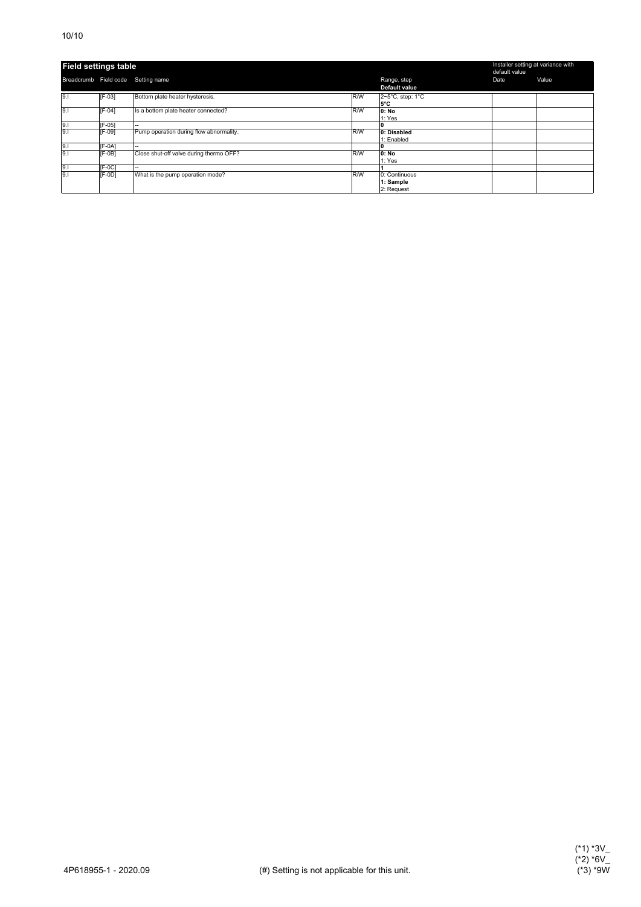## Field settings table

| Breadcrumb | Field code | Setting name | | Range, step **Default value** | Installer setting at variance with default value Date | Value |
|---|---|---|---|---|---|---|
| 9.I | [F-03] | Bottom plate heater hysteresis. | R/W | 2~5°C, step: 1°C **5°C** | | |
| 9.I | [F-04] | Is a bottom plate heater connected? | R/W | **0: No** 1: Yes | | |
| 9.I | [F-05] | -- | | **0** | | |
| 9.I | [F-09] | Pump operation during flow abnormality. | R/W | **0: Disabled** 1: Enabled | | |
| 9.I | [F-0A] | -- | | **0** | | |
| 9.I | [F-0B] | Close shut-off valve during thermo OFF? | R/W | **0: No** 1: Yes | | |
| 9.I | [F-0C] | -- | | **1** | | |
| 9.I | [F-0D] | What is the pump operation mode? | R/W | 0: Continuous **1: Sample** 2: Request | | |

4P618955-1 - 2020.09

(#) Setting is not applicable for this unit.

(*1) *3V_
(*2) *6V_
(*3) *9W